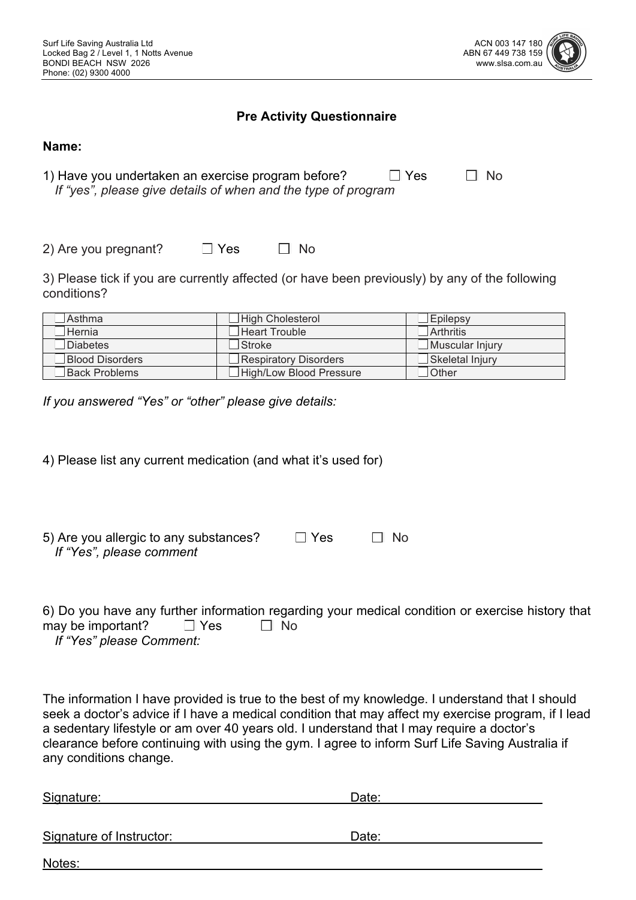Surf Life Saving Australia Ltd
Locked Bag 2 / Level 1, 1 Notts Avenue
BONDI BEACH NSW 2026
Phone: (02) 9300 4000

ACN 003 147 180
ABN 67 449 738 159
www.slsa.com.au

## Pre Activity Questionnaire

**Name:**

1) Have you undertaken an exercise program before? ☐ Yes ☐ No
*If "yes", please give details of when and the type of program*

2) Are you pregnant? ☐ Yes ☐ No

3) Please tick if you are currently affected (or have been previously) by any of the following conditions?

| | | |
|---|---|---|
| ☐ Asthma | ☐ High Cholesterol | ☐ Epilepsy |
| ☐ Hernia | ☐ Heart Trouble | ☐ Arthritis |
| ☐ Diabetes | ☐ Stroke | ☐ Muscular Injury |
| ☐ Blood Disorders | ☐ Respiratory Disorders | ☐ Skeletal Injury |
| ☐ Back Problems | ☐ High/Low Blood Pressure | ☐ Other |

*If you answered "Yes" or "other" please give details:*

4) Please list any current medication (and what it's used for)

5) Are you allergic to any substances? ☐ Yes ☐ No
*If "Yes", please comment*

6) Do you have any further information regarding your medical condition or exercise history that may be important? ☐ Yes ☐ No
*If "Yes" please Comment:*

The information I have provided is true to the best of my knowledge. I understand that I should seek a doctor's advice if I have a medical condition that may affect my exercise program, if I lead a sedentary lifestyle or am over 40 years old. I understand that I may require a doctor's clearance before continuing with using the gym. I agree to inform Surf Life Saving Australia if any conditions change.

Signature: ______________________ Date: ______________

Signature of Instructor: ______________________ Date: ______________

Notes: ______________________________________________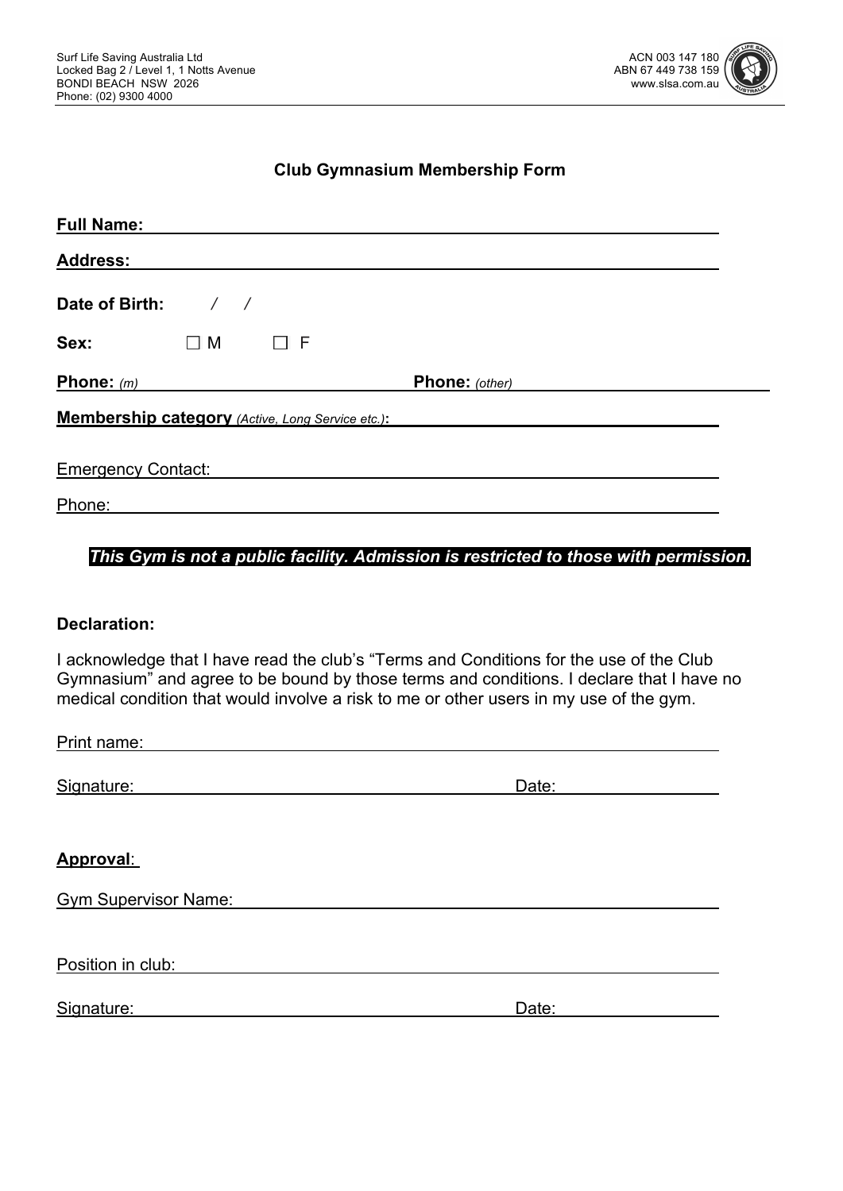Surf Life Saving Australia Ltd
Locked Bag 2 / Level 1, 1 Notts Avenue
BONDI BEACH NSW 2026
Phone: (02) 9300 4000

ACN 003 147 180
ABN 67 449 738 159
www.slsa.com.au

## Club Gymnasium Membership Form

**Full Name:** ______________________________________________

**Address:** ______________________________________________

**Date of Birth:** / /

**Sex:** ☐ M ☐ F

**Phone:** *(m)* ____________________ **Phone:** *(other)* ____________________

**Membership category** *(Active, Long Service etc.)*: ______________________________

Emergency Contact: ______________________________________________

Phone: ______________________________________________

***This Gym is not a public facility. Admission is restricted to those with permission.***

**Declaration:**

I acknowledge that I have read the club's "Terms and Conditions for the use of the Club Gymnasium" and agree to be bound by those terms and conditions. I declare that I have no medical condition that would involve a risk to me or other users in my use of the gym.

Print name: ______________________________________________

Signature: ______________________________ Date: ______________

**Approval**:

Gym Supervisor Name: ______________________________________________

Position in club: ______________________________________________

Signature: ______________________________ Date: ______________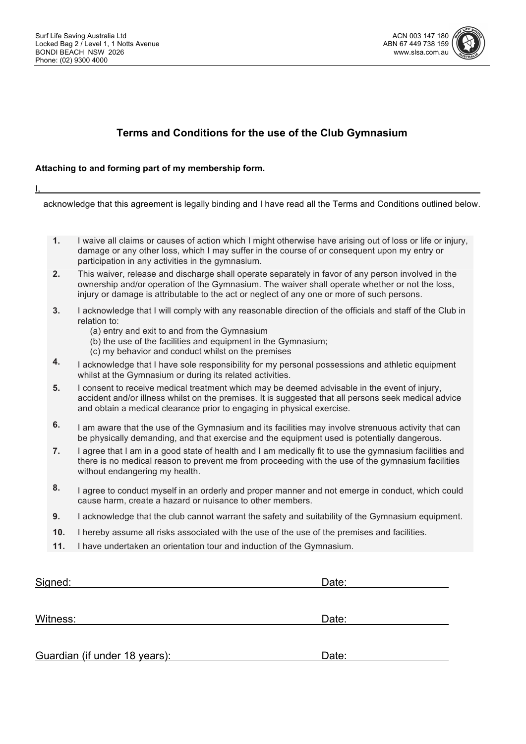Surf Life Saving Australia Ltd
Locked Bag 2 / Level 1, 1 Notts Avenue
BONDI BEACH NSW 2026
Phone: (02) 9300 4000

ACN 003 147 180
ABN 67 449 738 159
www.slsa.com.au

## Terms and Conditions for the use of the Club Gymnasium

**Attaching to and forming part of my membership form.**

I, ______________________________________________________________

acknowledge that this agreement is legally binding and I have read all the Terms and Conditions outlined below.

**1.** I waive all claims or causes of action which I might otherwise have arising out of loss or life or injury, damage or any other loss, which I may suffer in the course of or consequent upon my entry or participation in any activities in the gymnasium.

**2.** This waiver, release and discharge shall operate separately in favor of any person involved in the ownership and/or operation of the Gymnasium. The waiver shall operate whether or not the loss, injury or damage is attributable to the act or neglect of any one or more of such persons.

**3.** I acknowledge that I will comply with any reasonable direction of the officials and staff of the Club in relation to:
   (a) entry and exit to and from the Gymnasium
   (b) the use of the facilities and equipment in the Gymnasium;
   (c) my behavior and conduct whilst on the premises

**4.** I acknowledge that I have sole responsibility for my personal possessions and athletic equipment whilst at the Gymnasium or during its related activities.

**5.** I consent to receive medical treatment which may be deemed advisable in the event of injury, accident and/or illness whilst on the premises. It is suggested that all persons seek medical advice and obtain a medical clearance prior to engaging in physical exercise.

**6.** I am aware that the use of the Gymnasium and its facilities may involve strenuous activity that can be physically demanding, and that exercise and the equipment used is potentially dangerous.

**7.** I agree that I am in a good state of health and I am medically fit to use the gymnasium facilities and there is no medical reason to prevent me from proceeding with the use of the gymnasium facilities without endangering my health.

**8.** I agree to conduct myself in an orderly and proper manner and not emerge in conduct, which could cause harm, create a hazard or nuisance to other members.

**9.** I acknowledge that the club cannot warrant the safety and suitability of the Gymnasium equipment.

**10.** I hereby assume all risks associated with the use of the use of the premises and facilities.

**11.** I have undertaken an orientation tour and induction of the Gymnasium.

Signed: ______________________________________ Date: ______________

Witness: ______________________________________ Date: ______________

Guardian (if under 18 years): ______________________ Date: ______________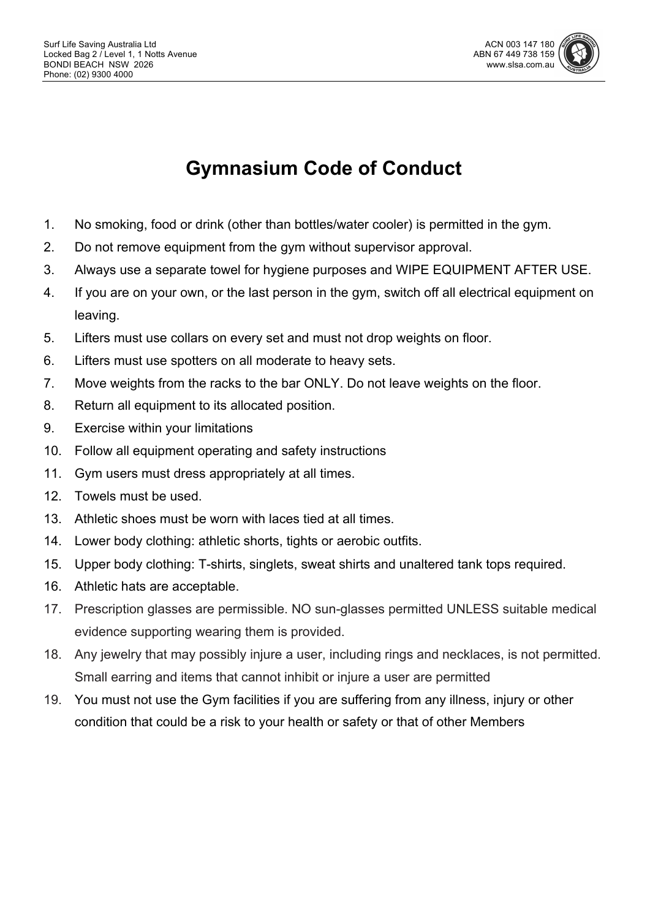# Gymnasium Code of Conduct

1. No smoking, food or drink (other than bottles/water cooler) is permitted in the gym.
2. Do not remove equipment from the gym without supervisor approval.
3. Always use a separate towel for hygiene purposes and WIPE EQUIPMENT AFTER USE.
4. If you are on your own, or the last person in the gym, switch off all electrical equipment on leaving.
5. Lifters must use collars on every set and must not drop weights on floor.
6. Lifters must use spotters on all moderate to heavy sets.
7. Move weights from the racks to the bar ONLY. Do not leave weights on the floor.
8. Return all equipment to its allocated position.
9. Exercise within your limitations
10. Follow all equipment operating and safety instructions
11. Gym users must dress appropriately at all times.
12. Towels must be used.
13. Athletic shoes must be worn with laces tied at all times.
14. Lower body clothing: athletic shorts, tights or aerobic outfits.
15. Upper body clothing: T-shirts, singlets, sweat shirts and unaltered tank tops required.
16. Athletic hats are acceptable.
17. Prescription glasses are permissible. NO sun-glasses permitted UNLESS suitable medical evidence supporting wearing them is provided.
18. Any jewelry that may possibly injure a user, including rings and necklaces, is not permitted. Small earring and items that cannot inhibit or injure a user are permitted
19. You must not use the Gym facilities if you are suffering from any illness, injury or other condition that could be a risk to your health or safety or that of other Members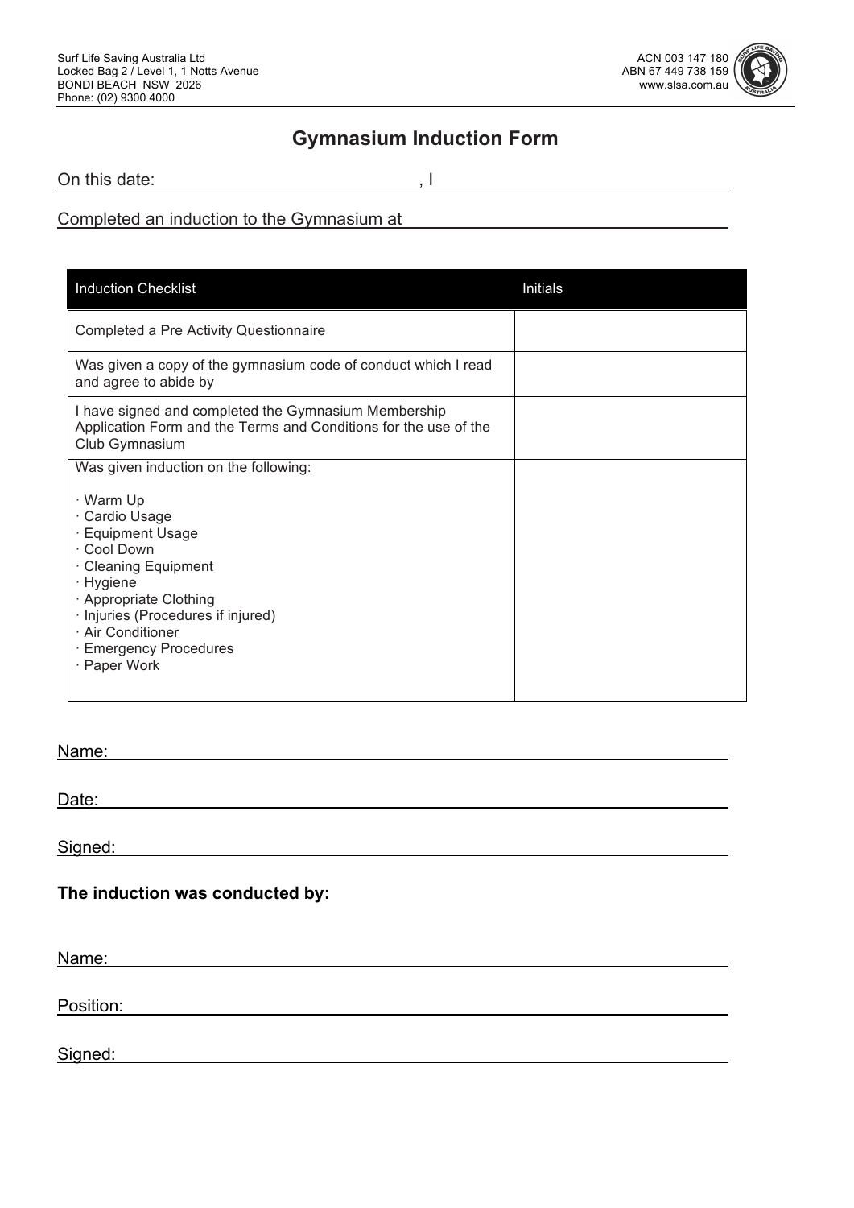Surf Life Saving Australia Ltd
Locked Bag 2 / Level 1, 1 Notts Avenue
BONDI BEACH NSW 2026
Phone: (02) 9300 4000

ACN 003 147 180
ABN 67 449 738 159
www.slsa.com.au

# Gymnasium Induction Form

On this date: \_\_\_\_\_\_\_\_\_\_\_\_\_\_\_\_\_\_\_\_, I \_\_\_\_\_\_\_\_\_\_\_\_\_\_\_\_\_\_\_\_

Completed an induction to the Gymnasium at \_\_\_\_\_\_\_\_\_\_\_\_\_\_\_\_\_\_\_\_

| Induction Checklist | Initials |
| --- | --- |
| Completed a Pre Activity Questionnaire | |
| Was given a copy of the gymnasium code of conduct which I read and agree to abide by | |
| I have signed and completed the Gymnasium Membership Application Form and the Terms and Conditions for the use of the Club Gymnasium | |
| Was given induction on the following:<br><br>· Warm Up<br>· Cardio Usage<br>· Equipment Usage<br>· Cool Down<br>· Cleaning Equipment<br>· Hygiene<br>· Appropriate Clothing<br>· Injuries (Procedures if injured)<br>· Air Conditioner<br>· Emergency Procedures<br>· Paper Work | |

Name: \_\_\_\_\_\_\_\_\_\_\_\_\_\_\_\_\_\_\_\_

Date: \_\_\_\_\_\_\_\_\_\_\_\_\_\_\_\_\_\_\_\_

Signed: \_\_\_\_\_\_\_\_\_\_\_\_\_\_\_\_\_\_\_\_

**The induction was conducted by:**

Name: \_\_\_\_\_\_\_\_\_\_\_\_\_\_\_\_\_\_\_\_

Position: \_\_\_\_\_\_\_\_\_\_\_\_\_\_\_\_\_\_\_\_

Signed: \_\_\_\_\_\_\_\_\_\_\_\_\_\_\_\_\_\_\_\_